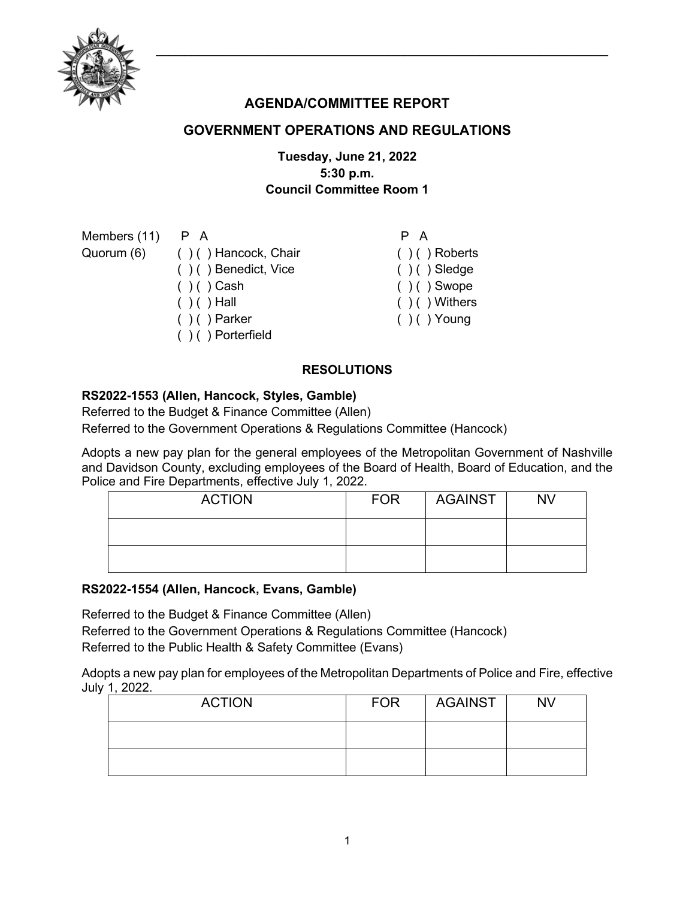# AGENDA/COMMITTEE REPORT

## GOVERNMENT OPERATIONS AND REGULATIONS

**Tuesday, June 21, 2022**
**5:30 p.m.**
**Council Committee Room 1**

Members (11) P A
Quorum (6)

( ) ( ) Hancock, Chair
( ) ( ) Benedict, Vice
( ) ( ) Cash
( ) ( ) Hall
( ) ( ) Parker
( ) ( ) Porterfield

P A
( ) ( ) Roberts
( ) ( ) Sledge
( ) ( ) Swope
( ) ( ) Withers
( ) ( ) Young

### RESOLUTIONS

**RS2022-1553 (Allen, Hancock, Styles, Gamble)**
Referred to the Budget & Finance Committee (Allen)
Referred to the Government Operations & Regulations Committee (Hancock)

Adopts a new pay plan for the general employees of the Metropolitan Government of Nashville and Davidson County, excluding employees of the Board of Health, Board of Education, and the Police and Fire Departments, effective July 1, 2022.

| ACTION | FOR | AGAINST | NV |
|---|---|---|---|
| | | | |
| | | | |

**RS2022-1554 (Allen, Hancock, Evans, Gamble)**

Referred to the Budget & Finance Committee (Allen)
Referred to the Government Operations & Regulations Committee (Hancock)
Referred to the Public Health & Safety Committee (Evans)

Adopts a new pay plan for employees of the Metropolitan Departments of Police and Fire, effective July 1, 2022.

| ACTION | FOR | AGAINST | NV |
|---|---|---|---|
| | | | |
| | | | |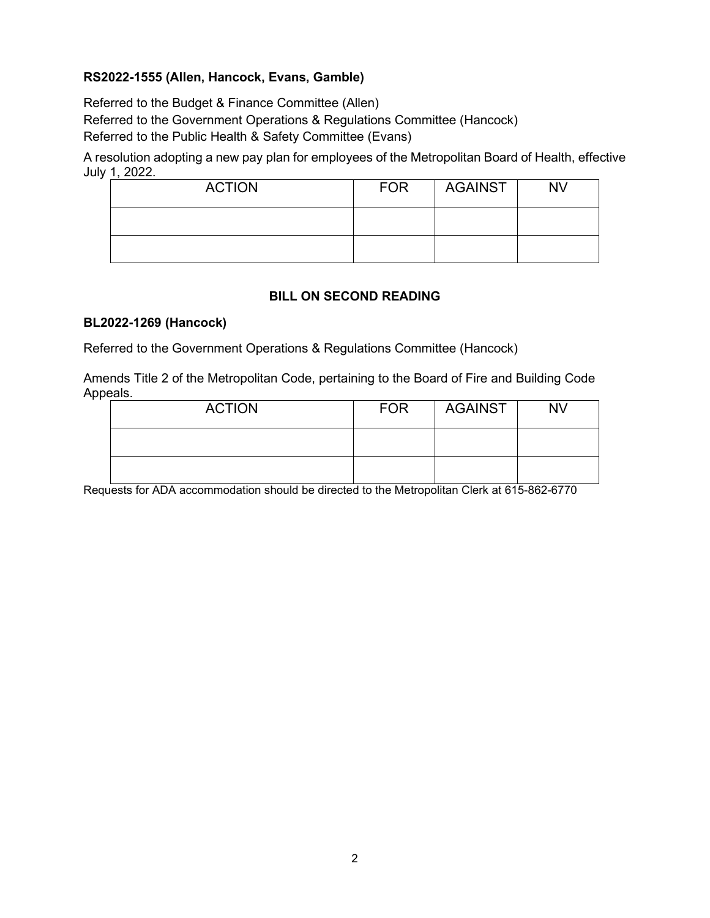**RS2022-1555 (Allen, Hancock, Evans, Gamble)**

Referred to the Budget & Finance Committee (Allen)
Referred to the Government Operations & Regulations Committee (Hancock)
Referred to the Public Health & Safety Committee (Evans)

A resolution adopting a new pay plan for employees of the Metropolitan Board of Health, effective July 1, 2022.

| ACTION | FOR | AGAINST | NV |
|---|---|---|---|
| | | | |
| | | | |

### BILL ON SECOND READING

**BL2022-1269 (Hancock)**

Referred to the Government Operations & Regulations Committee (Hancock)

Amends Title 2 of the Metropolitan Code, pertaining to the Board of Fire and Building Code Appeals.

| ACTION | FOR | AGAINST | NV |
|---|---|---|---|
| | | | |
| | | | |

Requests for ADA accommodation should be directed to the Metropolitan Clerk at 615-862-6770